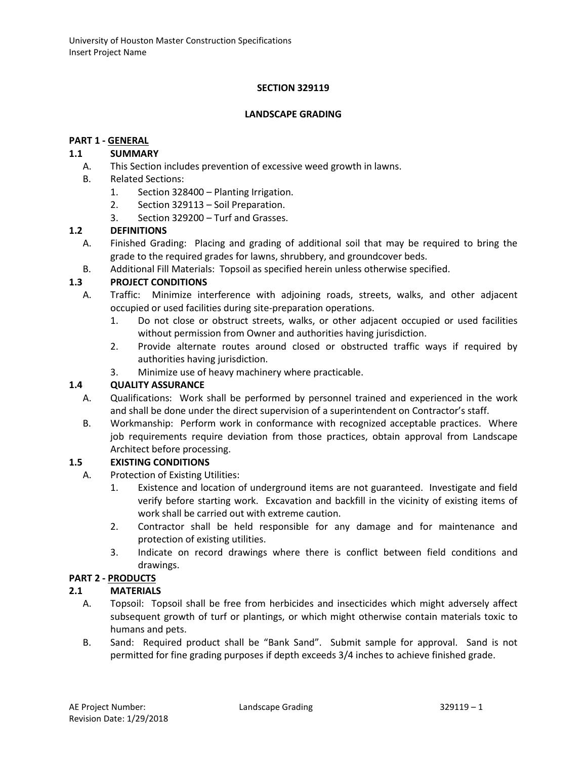**SECTION 329119**

**LANDSCAPE GRADING**

## PART 1 - GENERAL

### 1.1 SUMMARY

A. This Section includes prevention of excessive weed growth in lawns.

B. Related Sections:

1. Section 328400 – Planting Irrigation.
2. Section 329113 – Soil Preparation.
3. Section 329200 – Turf and Grasses.

### 1.2 DEFINITIONS

A. Finished Grading: Placing and grading of additional soil that may be required to bring the grade to the required grades for lawns, shrubbery, and groundcover beds.

B. Additional Fill Materials: Topsoil as specified herein unless otherwise specified.

### 1.3 PROJECT CONDITIONS

A. Traffic: Minimize interference with adjoining roads, streets, walks, and other adjacent occupied or used facilities during site-preparation operations.

1. Do not close or obstruct streets, walks, or other adjacent occupied or used facilities without permission from Owner and authorities having jurisdiction.
2. Provide alternate routes around closed or obstructed traffic ways if required by authorities having jurisdiction.
3. Minimize use of heavy machinery where practicable.

### 1.4 QUALITY ASSURANCE

A. Qualifications: Work shall be performed by personnel trained and experienced in the work and shall be done under the direct supervision of a superintendent on Contractor's staff.

B. Workmanship: Perform work in conformance with recognized acceptable practices. Where job requirements require deviation from those practices, obtain approval from Landscape Architect before processing.

### 1.5 EXISTING CONDITIONS

A. Protection of Existing Utilities:

1. Existence and location of underground items are not guaranteed. Investigate and field verify before starting work. Excavation and backfill in the vicinity of existing items of work shall be carried out with extreme caution.
2. Contractor shall be held responsible for any damage and for maintenance and protection of existing utilities.
3. Indicate on record drawings where there is conflict between field conditions and drawings.

## PART 2 - PRODUCTS

### 2.1 MATERIALS

A. Topsoil: Topsoil shall be free from herbicides and insecticides which might adversely affect subsequent growth of turf or plantings, or which might otherwise contain materials toxic to humans and pets.

B. Sand: Required product shall be "Bank Sand". Submit sample for approval. Sand is not permitted for fine grading purposes if depth exceeds 3/4 inches to achieve finished grade.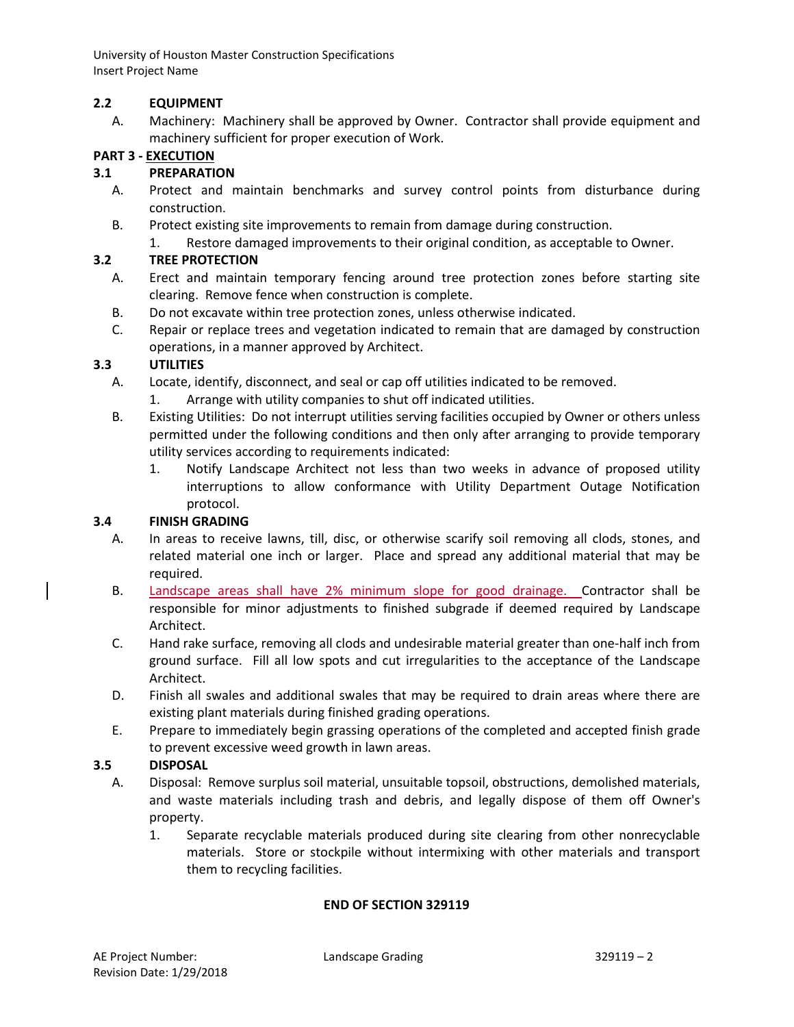### 2.2 EQUIPMENT

A. Machinery: Machinery shall be approved by Owner. Contractor shall provide equipment and machinery sufficient for proper execution of Work.

## PART 3 - EXECUTION

### 3.1 PREPARATION

A. Protect and maintain benchmarks and survey control points from disturbance during construction.

B. Protect existing site improvements to remain from damage during construction.

1. Restore damaged improvements to their original condition, as acceptable to Owner.

### 3.2 TREE PROTECTION

A. Erect and maintain temporary fencing around tree protection zones before starting site clearing. Remove fence when construction is complete.

B. Do not excavate within tree protection zones, unless otherwise indicated.

C. Repair or replace trees and vegetation indicated to remain that are damaged by construction operations, in a manner approved by Architect.

### 3.3 UTILITIES

A. Locate, identify, disconnect, and seal or cap off utilities indicated to be removed.

1. Arrange with utility companies to shut off indicated utilities.

B. Existing Utilities: Do not interrupt utilities serving facilities occupied by Owner or others unless permitted under the following conditions and then only after arranging to provide temporary utility services according to requirements indicated:

1. Notify Landscape Architect not less than two weeks in advance of proposed utility interruptions to allow conformance with Utility Department Outage Notification protocol.

### 3.4 FINISH GRADING

A. In areas to receive lawns, till, disc, or otherwise scarify soil removing all clods, stones, and related material one inch or larger. Place and spread any additional material that may be required.

B. Landscape areas shall have 2% minimum slope for good drainage. Contractor shall be responsible for minor adjustments to finished subgrade if deemed required by Landscape Architect.

C. Hand rake surface, removing all clods and undesirable material greater than one-half inch from ground surface. Fill all low spots and cut irregularities to the acceptance of the Landscape Architect.

D. Finish all swales and additional swales that may be required to drain areas where there are existing plant materials during finished grading operations.

E. Prepare to immediately begin grassing operations of the completed and accepted finish grade to prevent excessive weed growth in lawn areas.

### 3.5 DISPOSAL

A. Disposal: Remove surplus soil material, unsuitable topsoil, obstructions, demolished materials, and waste materials including trash and debris, and legally dispose of them off Owner's property.

1. Separate recyclable materials produced during site clearing from other nonrecyclable materials. Store or stockpile without intermixing with other materials and transport them to recycling facilities.

**END OF SECTION 329119**